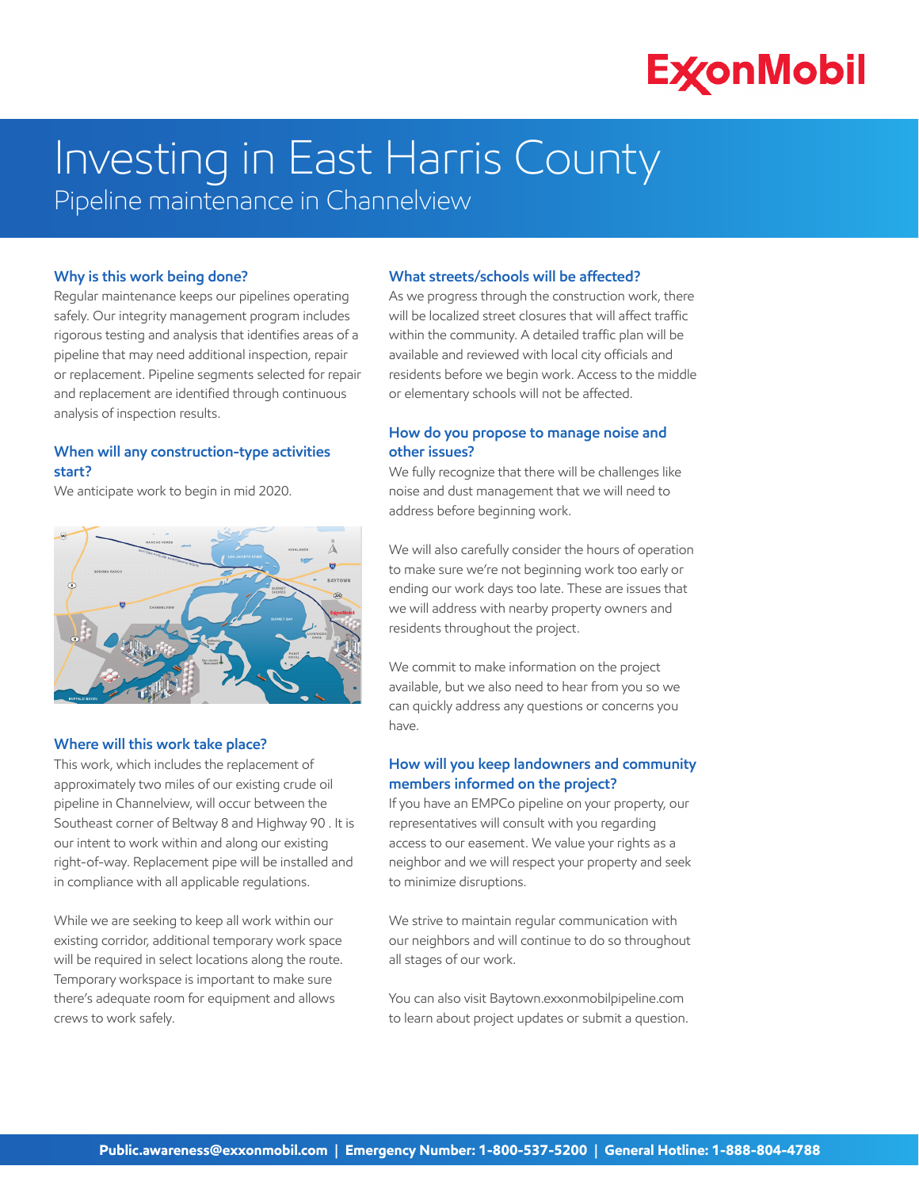ExxonMobil

# Investing in East Harris County

## Pipeline maintenance in Channelview

### Why is this work being done?

Regular maintenance keeps our pipelines operating safely. Our integrity management program includes rigorous testing and analysis that identifies areas of a pipeline that may need additional inspection, repair or replacement. Pipeline segments selected for repair and replacement are identified through continuous analysis of inspection results.

### When will any construction-type activities start?

We anticipate work to begin in mid 2020.

### Where will this work take place?

This work, which includes the replacement of approximately two miles of our existing crude oil pipeline in Channelview, will occur between the Southeast corner of Beltway 8 and Highway 90 . It is our intent to work within and along our existing right-of-way. Replacement pipe will be installed and in compliance with all applicable regulations.

While we are seeking to keep all work within our existing corridor, additional temporary work space will be required in select locations along the route. Temporary workspace is important to make sure there's adequate room for equipment and allows crews to work safely.

### What streets/schools will be affected?

As we progress through the construction work, there will be localized street closures that will affect traffic within the community. A detailed traffic plan will be available and reviewed with local city officials and residents before we begin work. Access to the middle or elementary schools will not be affected.

### How do you propose to manage noise and other issues?

We fully recognize that there will be challenges like noise and dust management that we will need to address before beginning work.

We will also carefully consider the hours of operation to make sure we're not beginning work too early or ending our work days too late. These are issues that we will address with nearby property owners and residents throughout the project.

We commit to make information on the project available, but we also need to hear from you so we can quickly address any questions or concerns you have.

### How will you keep landowners and community members informed on the project?

If you have an EMPCo pipeline on your property, our representatives will consult with you regarding access to our easement. We value your rights as a neighbor and we will respect your property and seek to minimize disruptions.

We strive to maintain regular communication with our neighbors and will continue to do so throughout all stages of our work.

You can also visit Baytown.exxonmobilpipeline.com to learn about project updates or submit a question.

**Public.awareness@exxonmobil.com | Emergency Number: 1-800-537-5200 | General Hotline: 1-888-804-4788**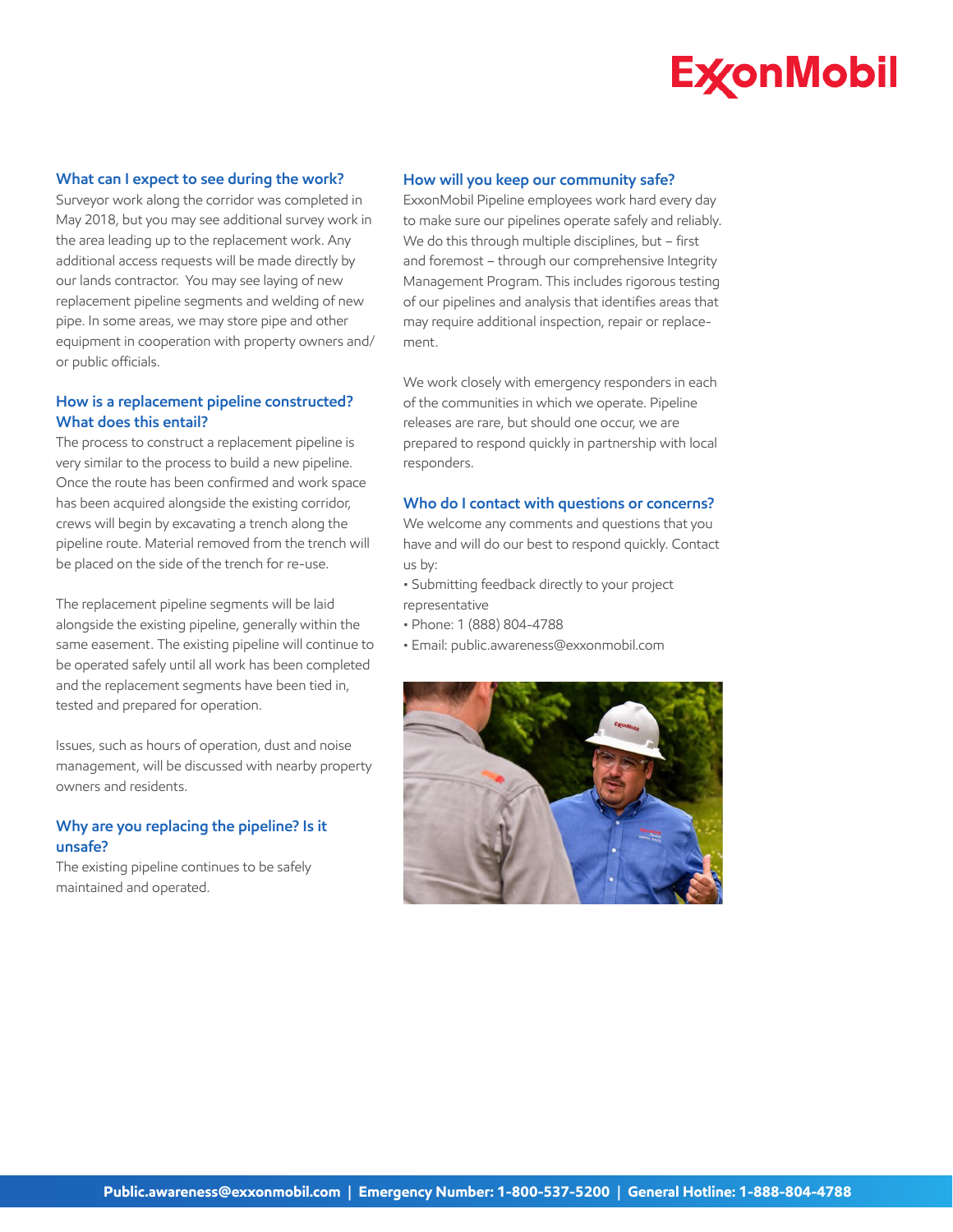### What can I expect to see during the work?

Surveyor work along the corridor was completed in May 2018, but you may see additional survey work in the area leading up to the replacement work. Any additional access requests will be made directly by our lands contractor. You may see laying of new replacement pipeline segments and welding of new pipe. In some areas, we may store pipe and other equipment in cooperation with property owners and/or public officials.

### How is a replacement pipeline constructed? What does this entail?

The process to construct a replacement pipeline is very similar to the process to build a new pipeline. Once the route has been confirmed and work space has been acquired alongside the existing corridor, crews will begin by excavating a trench along the pipeline route. Material removed from the trench will be placed on the side of the trench for re-use.

The replacement pipeline segments will be laid alongside the existing pipeline, generally within the same easement. The existing pipeline will continue to be operated safely until all work has been completed and the replacement segments have been tied in, tested and prepared for operation.

Issues, such as hours of operation, dust and noise management, will be discussed with nearby property owners and residents.

### Why are you replacing the pipeline? Is it unsafe?

The existing pipeline continues to be safely maintained and operated.

### How will you keep our community safe?

ExxonMobil Pipeline employees work hard every day to make sure our pipelines operate safely and reliably. We do this through multiple disciplines, but – first and foremost – through our comprehensive Integrity Management Program. This includes rigorous testing of our pipelines and analysis that identifies areas that may require additional inspection, repair or replacement.

We work closely with emergency responders in each of the communities in which we operate. Pipeline releases are rare, but should one occur, we are prepared to respond quickly in partnership with local responders.

### Who do I contact with questions or concerns?

We welcome any comments and questions that you have and will do our best to respond quickly. Contact us by:

- Submitting feedback directly to your project representative
- Phone: 1 (888) 804-4788
- Email: public.awareness@exxonmobil.com

**Public.awareness@exxonmobil.com | Emergency Number: 1-800-537-5200 | General Hotline: 1-888-804-4788**